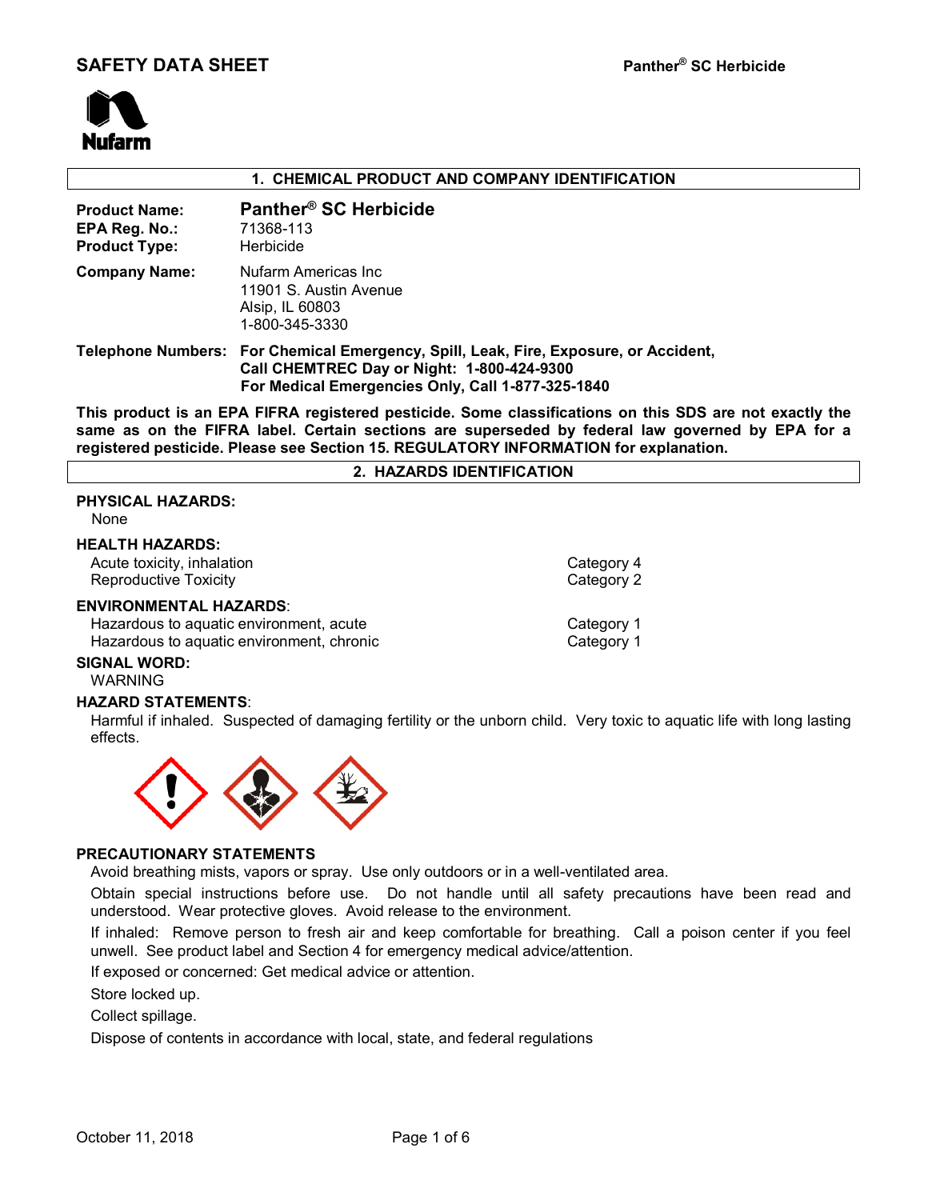# SAFETY DATA SHEET

**Panther® SC Herbicide**

## 1. CHEMICAL PRODUCT AND COMPANY IDENTIFICATION

**Product Name:** **Panther® SC Herbicide**
**EPA Reg. No.:** 71368-113
**Product Type:** Herbicide

**Company Name:** Nufarm Americas Inc
11901 S. Austin Avenue
Alsip, IL 60803
1-800-345-3330

**Telephone Numbers:** **For Chemical Emergency, Spill, Leak, Fire, Exposure, or Accident, Call CHEMTREC Day or Night: 1-800-424-9300**
**For Medical Emergencies Only, Call 1-877-325-1840**

**This product is an EPA FIFRA registered pesticide. Some classifications on this SDS are not exactly the same as on the FIFRA label. Certain sections are superseded by federal law governed by EPA for a registered pesticide. Please see Section 15. REGULATORY INFORMATION for explanation.**

## 2. HAZARDS IDENTIFICATION

**PHYSICAL HAZARDS:**
None

**HEALTH HAZARDS:**

| | |
|---|---|
| Acute toxicity, inhalation | Category 4 |
| Reproductive Toxicity | Category 2 |

**ENVIRONMENTAL HAZARDS:**

| | |
|---|---|
| Hazardous to aquatic environment, acute | Category 1 |
| Hazardous to aquatic environment, chronic | Category 1 |

**SIGNAL WORD:**
WARNING

**HAZARD STATEMENTS:**
Harmful if inhaled. Suspected of damaging fertility or the unborn child. Very toxic to aquatic life with long lasting effects.

**PRECAUTIONARY STATEMENTS**

Avoid breathing mists, vapors or spray. Use only outdoors or in a well-ventilated area.

Obtain special instructions before use. Do not handle until all safety precautions have been read and understood. Wear protective gloves. Avoid release to the environment.

If inhaled: Remove person to fresh air and keep comfortable for breathing. Call a poison center if you feel unwell. See product label and Section 4 for emergency medical advice/attention.

If exposed or concerned: Get medical advice or attention.

Store locked up.

Collect spillage.

Dispose of contents in accordance with local, state, and federal regulations

October 11, 2018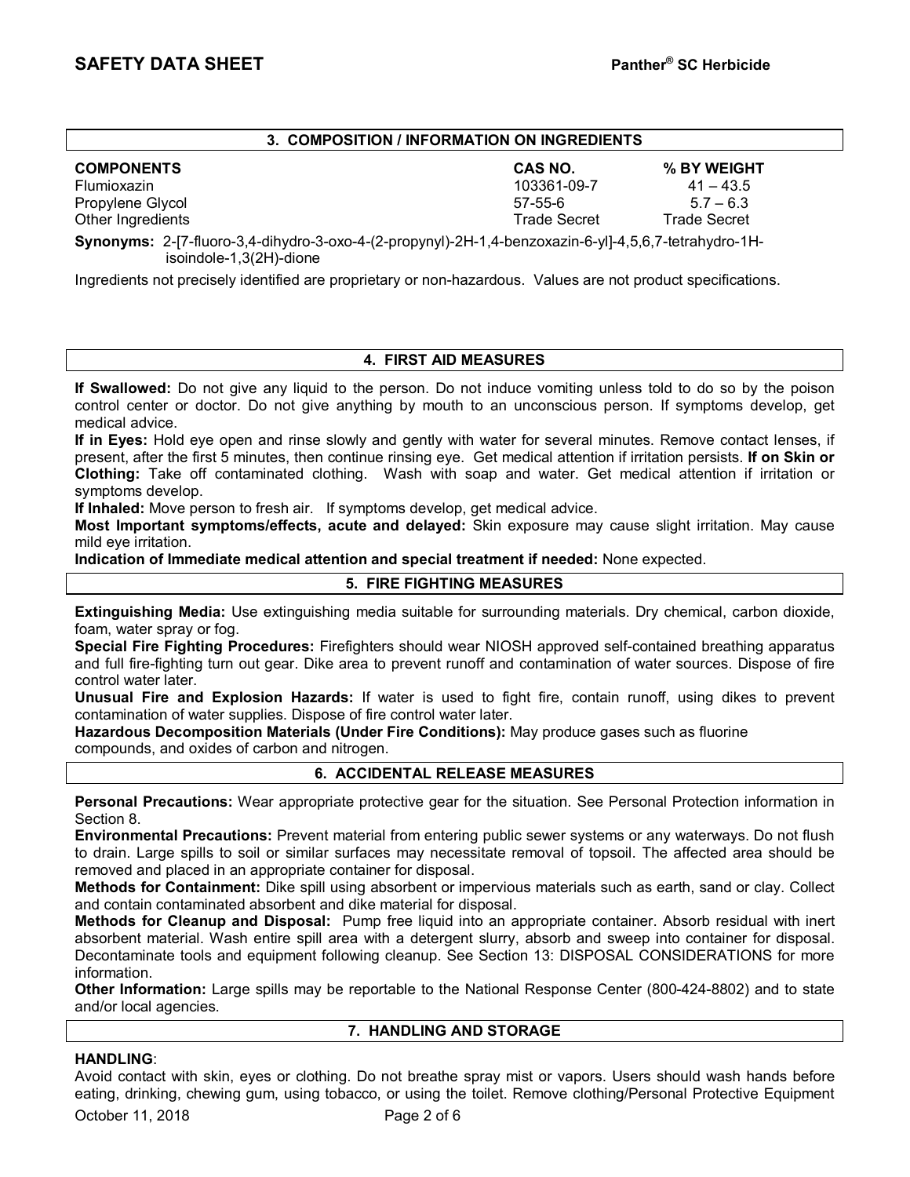## 3. COMPOSITION / INFORMATION ON INGREDIENTS

| COMPONENTS | CAS NO. | % BY WEIGHT |
|---|---|---|
| Flumioxazin | 103361-09-7 | 41 – 43.5 |
| Propylene Glycol | 57-55-6 | 5.7 – 6.3 |
| Other Ingredients | Trade Secret | Trade Secret |

**Synonyms:** 2-[7-fluoro-3,4-dihydro-3-oxo-4-(2-propynyl)-2H-1,4-benzoxazin-6-yl]-4,5,6,7-tetrahydro-1H-isoindole-1,3(2H)-dione

Ingredients not precisely identified are proprietary or non-hazardous. Values are not product specifications.

## 4. FIRST AID MEASURES

**If Swallowed:** Do not give any liquid to the person. Do not induce vomiting unless told to do so by the poison control center or doctor. Do not give anything by mouth to an unconscious person. If symptoms develop, get medical advice.

**If in Eyes:** Hold eye open and rinse slowly and gently with water for several minutes. Remove contact lenses, if present, after the first 5 minutes, then continue rinsing eye. Get medical attention if irritation persists. **If on Skin or Clothing:** Take off contaminated clothing. Wash with soap and water. Get medical attention if irritation or symptoms develop.

**If Inhaled:** Move person to fresh air. If symptoms develop, get medical advice.

**Most Important symptoms/effects, acute and delayed:** Skin exposure may cause slight irritation. May cause mild eye irritation.

**Indication of Immediate medical attention and special treatment if needed:** None expected.

## 5. FIRE FIGHTING MEASURES

**Extinguishing Media:** Use extinguishing media suitable for surrounding materials. Dry chemical, carbon dioxide, foam, water spray or fog.

**Special Fire Fighting Procedures:** Firefighters should wear NIOSH approved self-contained breathing apparatus and full fire-fighting turn out gear. Dike area to prevent runoff and contamination of water sources. Dispose of fire control water later.

**Unusual Fire and Explosion Hazards:** If water is used to fight fire, contain runoff, using dikes to prevent contamination of water supplies. Dispose of fire control water later.

**Hazardous Decomposition Materials (Under Fire Conditions):** May produce gases such as fluorine compounds, and oxides of carbon and nitrogen.

## 6. ACCIDENTAL RELEASE MEASURES

**Personal Precautions:** Wear appropriate protective gear for the situation. See Personal Protection information in Section 8.

**Environmental Precautions:** Prevent material from entering public sewer systems or any waterways. Do not flush to drain. Large spills to soil or similar surfaces may necessitate removal of topsoil. The affected area should be removed and placed in an appropriate container for disposal.

**Methods for Containment:** Dike spill using absorbent or impervious materials such as earth, sand or clay. Collect and contain contaminated absorbent and dike material for disposal.

**Methods for Cleanup and Disposal:** Pump free liquid into an appropriate container. Absorb residual with inert absorbent material. Wash entire spill area with a detergent slurry, absorb and sweep into container for disposal. Decontaminate tools and equipment following cleanup. See Section 13: DISPOSAL CONSIDERATIONS for more information.

**Other Information:** Large spills may be reportable to the National Response Center (800-424-8802) and to state and/or local agencies.

## 7. HANDLING AND STORAGE

**HANDLING**:

Avoid contact with skin, eyes or clothing. Do not breathe spray mist or vapors. Users should wash hands before eating, drinking, chewing gum, using tobacco, or using the toilet. Remove clothing/Personal Protective Equipment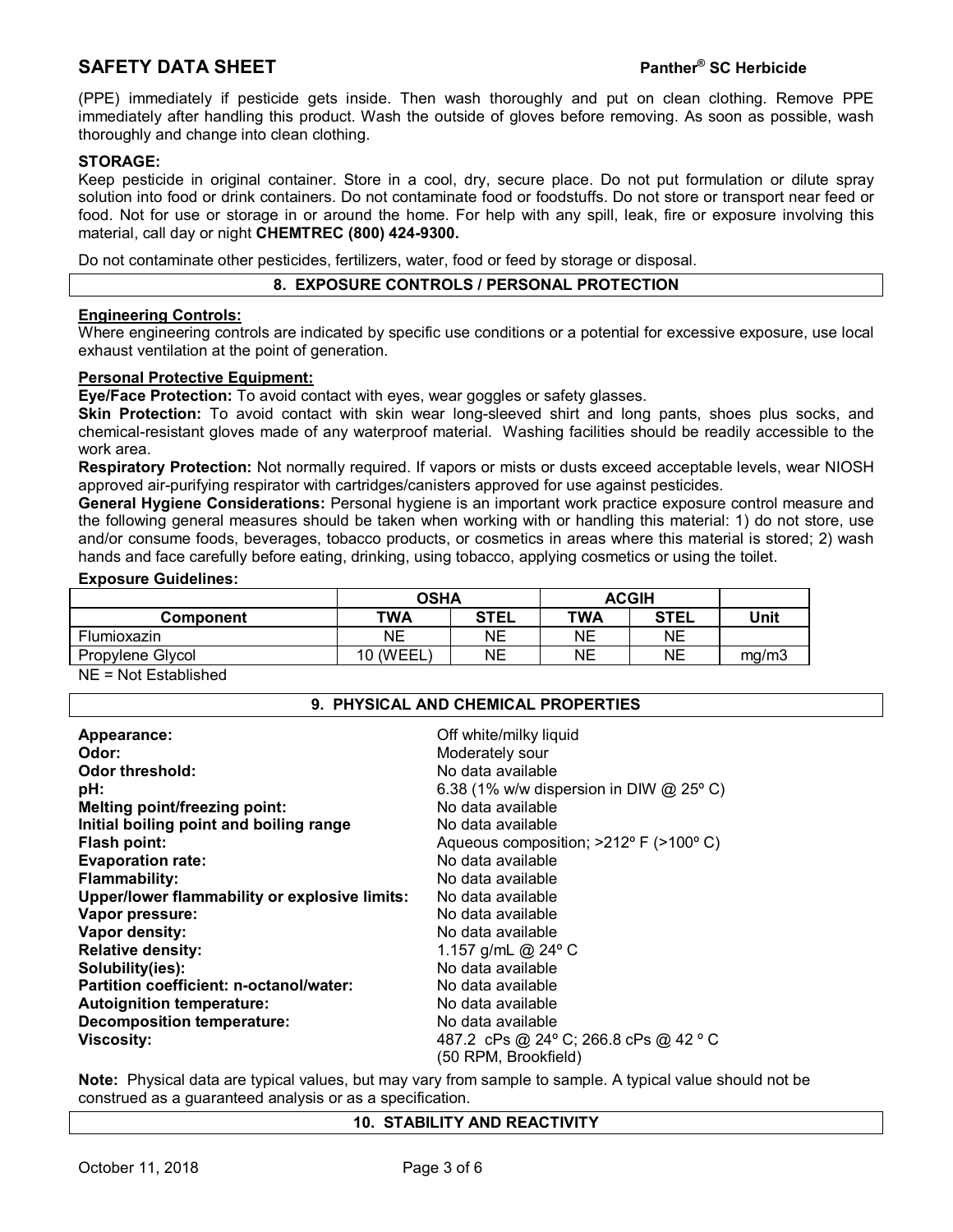(PPE) immediately if pesticide gets inside. Then wash thoroughly and put on clean clothing. Remove PPE immediately after handling this product. Wash the outside of gloves before removing. As soon as possible, wash thoroughly and change into clean clothing.

**STORAGE:**
Keep pesticide in original container. Store in a cool, dry, secure place. Do not put formulation or dilute spray solution into food or drink containers. Do not contaminate food or foodstuffs. Do not store or transport near feed or food. Not for use or storage in or around the home. For help with any spill, leak, fire or exposure involving this material, call day or night **CHEMTREC (800) 424-9300.**

Do not contaminate other pesticides, fertilizers, water, food or feed by storage or disposal.

## 8. EXPOSURE CONTROLS / PERSONAL PROTECTION

**Engineering Controls:**
Where engineering controls are indicated by specific use conditions or a potential for excessive exposure, use local exhaust ventilation at the point of generation.

**Personal Protective Equipment:**
**Eye/Face Protection:** To avoid contact with eyes, wear goggles or safety glasses.
**Skin Protection:** To avoid contact with skin wear long-sleeved shirt and long pants, shoes plus socks, and chemical-resistant gloves made of any waterproof material. Washing facilities should be readily accessible to the work area.
**Respiratory Protection:** Not normally required. If vapors or mists or dusts exceed acceptable levels, wear NIOSH approved air-purifying respirator with cartridges/canisters approved for use against pesticides.
**General Hygiene Considerations:** Personal hygiene is an important work practice exposure control measure and the following general measures should be taken when working with or handling this material: 1) do not store, use and/or consume foods, beverages, tobacco products, or cosmetics in areas where this material is stored; 2) wash hands and face carefully before eating, drinking, using tobacco, applying cosmetics or using the toilet.

**Exposure Guidelines:**

| | OSHA | | ACGIH | | |
|---|---|---|---|---|---|
| **Component** | **TWA** | **STEL** | **TWA** | **STEL** | **Unit** |
| Flumioxazin | NE | NE | NE | NE | |
| Propylene Glycol | 10 (WEEL) | NE | NE | NE | mg/m3 |

NE = Not Established

## 9. PHYSICAL AND CHEMICAL PROPERTIES

**Appearance:** Off white/milky liquid
**Odor:** Moderately sour
**Odor threshold:** No data available
**pH:** 6.38 (1% w/w dispersion in DIW @ 25º C)
**Melting point/freezing point:** No data available
**Initial boiling point and boiling range** No data available
**Flash point:** Aqueous composition; >212º F (>100º C)
**Evaporation rate:** No data available
**Flammability:** No data available
**Upper/lower flammability or explosive limits:** No data available
**Vapor pressure:** No data available
**Vapor density:** No data available
**Relative density:** 1.157 g/mL @ 24º C
**Solubility(ies):** No data available
**Partition coefficient: n-octanol/water:** No data available
**Autoignition temperature:** No data available
**Decomposition temperature:** No data available
**Viscosity:** 487.2 cPs @ 24º C; 266.8 cPs @ 42 º C (50 RPM, Brookfield)

**Note:** Physical data are typical values, but may vary from sample to sample. A typical value should not be construed as a guaranteed analysis or as a specification.

## 10. STABILITY AND REACTIVITY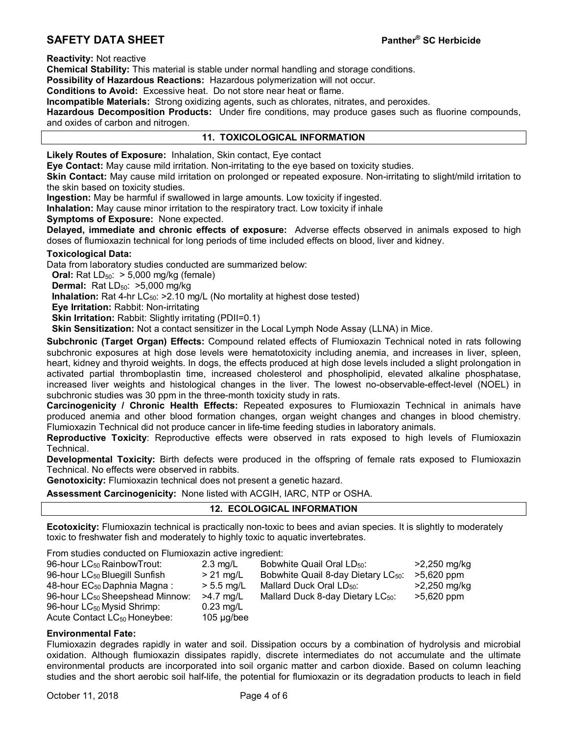**Reactivity:** Not reactive

**Chemical Stability:** This material is stable under normal handling and storage conditions.

**Possibility of Hazardous Reactions:** Hazardous polymerization will not occur.

**Conditions to Avoid:** Excessive heat. Do not store near heat or flame.

**Incompatible Materials:** Strong oxidizing agents, such as chlorates, nitrates, and peroxides.

**Hazardous Decomposition Products:** Under fire conditions, may produce gases such as fluorine compounds, and oxides of carbon and nitrogen.

## 11. TOXICOLOGICAL INFORMATION

**Likely Routes of Exposure:** Inhalation, Skin contact, Eye contact

**Eye Contact:** May cause mild irritation. Non-irritating to the eye based on toxicity studies.

**Skin Contact:** May cause mild irritation on prolonged or repeated exposure. Non-irritating to slight/mild irritation to the skin based on toxicity studies.

**Ingestion:** May be harmful if swallowed in large amounts. Low toxicity if ingested.

**Inhalation:** May cause minor irritation to the respiratory tract. Low toxicity if inhale

**Symptoms of Exposure:** None expected.

**Delayed, immediate and chronic effects of exposure:** Adverse effects observed in animals exposed to high doses of flumioxazin technical for long periods of time included effects on blood, liver and kidney.

**Toxicological Data:**

Data from laboratory studies conducted are summarized below:

**Oral:** Rat $LD_{50}$: > 5,000 mg/kg (female)

**Dermal:** Rat $LD_{50}$: >5,000 mg/kg

**Inhalation:** Rat 4-hr $LC_{50}$: >2.10 mg/L (No mortality at highest dose tested)

**Eye Irritation:** Rabbit: Non-irritating

**Skin Irritation:** Rabbit: Slightly irritating (PDII=0.1)

**Skin Sensitization:** Not a contact sensitizer in the Local Lymph Node Assay (LLNA) in Mice.

**Subchronic (Target Organ) Effects:** Compound related effects of Flumioxazin Technical noted in rats following subchronic exposures at high dose levels were hematotoxicity including anemia, and increases in liver, spleen, heart, kidney and thyroid weights. In dogs, the effects produced at high dose levels included a slight prolongation in activated partial thromboplastin time, increased cholesterol and phospholipid, elevated alkaline phosphatase, increased liver weights and histological changes in the liver. The lowest no-observable-effect-level (NOEL) in subchronic studies was 30 ppm in the three-month toxicity study in rats.

**Carcinogenicity / Chronic Health Effects:** Repeated exposures to Flumioxazin Technical in animals have produced anemia and other blood formation changes, organ weight changes and changes in blood chemistry. Flumioxazin Technical did not produce cancer in life-time feeding studies in laboratory animals.

**Reproductive Toxicity**: Reproductive effects were observed in rats exposed to high levels of Flumioxazin Technical.

**Developmental Toxicity:** Birth defects were produced in the offspring of female rats exposed to Flumioxazin Technical. No effects were observed in rabbits.

**Genotoxicity:** Flumioxazin technical does not present a genetic hazard.

**Assessment Carcinogenicity:** None listed with ACGIH, IARC, NTP or OSHA.

## 12. ECOLOGICAL INFORMATION

**Ecotoxicity:** Flumioxazin technical is practically non-toxic to bees and avian species. It is slightly to moderately toxic to freshwater fish and moderately to highly toxic to aquatic invertebrates.

From studies conducted on Flumioxazin active ingredient:

| | | | |
|---|---|---|---|
| 96-hour $LC_{50}$ RainbowTrout: | 2.3 mg/L | Bobwhite Quail Oral $LD_{50}$: | >2,250 mg/kg |
| 96-hour $LC_{50}$ Bluegill Sunfish | > 21 mg/L | Bobwhite Quail 8-day Dietary $LC_{50}$: | >5,620 ppm |
| 48-hour $EC_{50}$ Daphnia Magna : | > 5.5 mg/L | Mallard Duck Oral $LD_{50}$: | >2,250 mg/kg |
| 96-hour $LC_{50}$ Sheepshead Minnow: | >4.7 mg/L | Mallard Duck 8-day Dietary $LC_{50}$: | >5,620 ppm |
| 96-hour $LC_{50}$ Mysid Shrimp: | 0.23 mg/L | | |
| Acute Contact $LC_{50}$ Honeybee: | 105 µg/bee | | |

**Environmental Fate:**

Flumioxazin degrades rapidly in water and soil. Dissipation occurs by a combination of hydrolysis and microbial oxidation. Although flumioxazin dissipates rapidly, discrete intermediates do not accumulate and the ultimate environmental products are incorporated into soil organic matter and carbon dioxide. Based on column leaching studies and the short aerobic soil half-life, the potential for flumioxazin or its degradation products to leach in field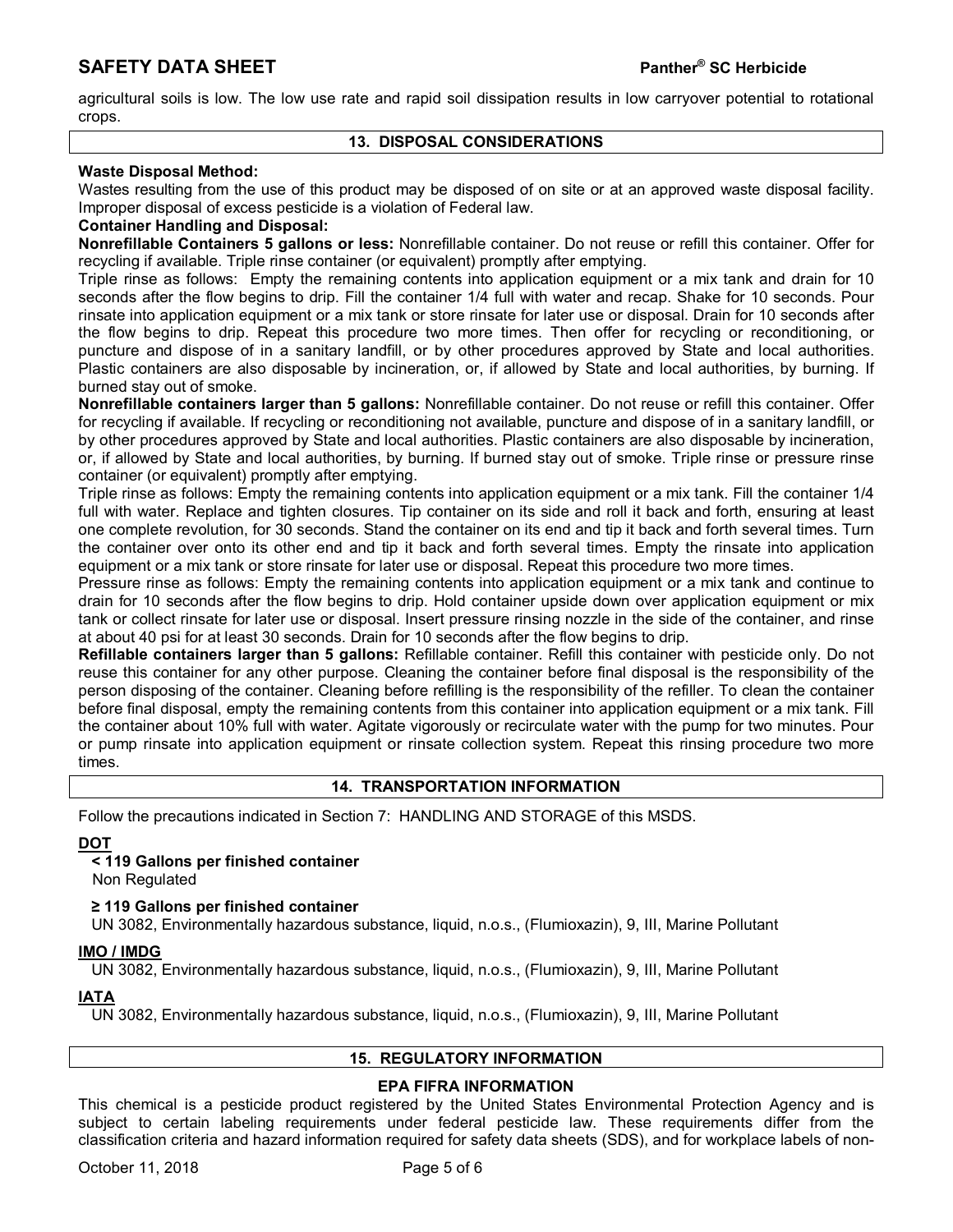agricultural soils is low. The low use rate and rapid soil dissipation results in low carryover potential to rotational crops.

## 13. DISPOSAL CONSIDERATIONS

**Waste Disposal Method:**

Wastes resulting from the use of this product may be disposed of on site or at an approved waste disposal facility. Improper disposal of excess pesticide is a violation of Federal law.

**Container Handling and Disposal:**

**Nonrefillable Containers 5 gallons or less:** Nonrefillable container. Do not reuse or refill this container. Offer for recycling if available. Triple rinse container (or equivalent) promptly after emptying.

Triple rinse as follows: Empty the remaining contents into application equipment or a mix tank and drain for 10 seconds after the flow begins to drip. Fill the container 1/4 full with water and recap. Shake for 10 seconds. Pour rinsate into application equipment or a mix tank or store rinsate for later use or disposal. Drain for 10 seconds after the flow begins to drip. Repeat this procedure two more times. Then offer for recycling or reconditioning, or puncture and dispose of in a sanitary landfill, or by other procedures approved by State and local authorities. Plastic containers are also disposable by incineration, or, if allowed by State and local authorities, by burning. If burned stay out of smoke.

**Nonrefillable containers larger than 5 gallons:** Nonrefillable container. Do not reuse or refill this container. Offer for recycling if available. If recycling or reconditioning not available, puncture and dispose of in a sanitary landfill, or by other procedures approved by State and local authorities. Plastic containers are also disposable by incineration, or, if allowed by State and local authorities, by burning. If burned stay out of smoke. Triple rinse or pressure rinse container (or equivalent) promptly after emptying.

Triple rinse as follows: Empty the remaining contents into application equipment or a mix tank. Fill the container 1/4 full with water. Replace and tighten closures. Tip container on its side and roll it back and forth, ensuring at least one complete revolution, for 30 seconds. Stand the container on its end and tip it back and forth several times. Turn the container over onto its other end and tip it back and forth several times. Empty the rinsate into application equipment or a mix tank or store rinsate for later use or disposal. Repeat this procedure two more times.

Pressure rinse as follows: Empty the remaining contents into application equipment or a mix tank and continue to drain for 10 seconds after the flow begins to drip. Hold container upside down over application equipment or mix tank or collect rinsate for later use or disposal. Insert pressure rinsing nozzle in the side of the container, and rinse at about 40 psi for at least 30 seconds. Drain for 10 seconds after the flow begins to drip.

**Refillable containers larger than 5 gallons:** Refillable container. Refill this container with pesticide only. Do not reuse this container for any other purpose. Cleaning the container before final disposal is the responsibility of the person disposing of the container. Cleaning before refilling is the responsibility of the refiller. To clean the container before final disposal, empty the remaining contents from this container into application equipment or a mix tank. Fill the container about 10% full with water. Agitate vigorously or recirculate water with the pump for two minutes. Pour or pump rinsate into application equipment or rinsate collection system. Repeat this rinsing procedure two more times.

## 14. TRANSPORTATION INFORMATION

Follow the precautions indicated in Section 7: HANDLING AND STORAGE of this MSDS.

**DOT**

**< 119 Gallons per finished container**

Non Regulated

**≥ 119 Gallons per finished container**

UN 3082, Environmentally hazardous substance, liquid, n.o.s., (Flumioxazin), 9, III, Marine Pollutant

**IMO / IMDG**

UN 3082, Environmentally hazardous substance, liquid, n.o.s., (Flumioxazin), 9, III, Marine Pollutant

**IATA**

UN 3082, Environmentally hazardous substance, liquid, n.o.s., (Flumioxazin), 9, III, Marine Pollutant

## 15. REGULATORY INFORMATION

### EPA FIFRA INFORMATION

This chemical is a pesticide product registered by the United States Environmental Protection Agency and is subject to certain labeling requirements under federal pesticide law. These requirements differ from the classification criteria and hazard information required for safety data sheets (SDS), and for workplace labels of non-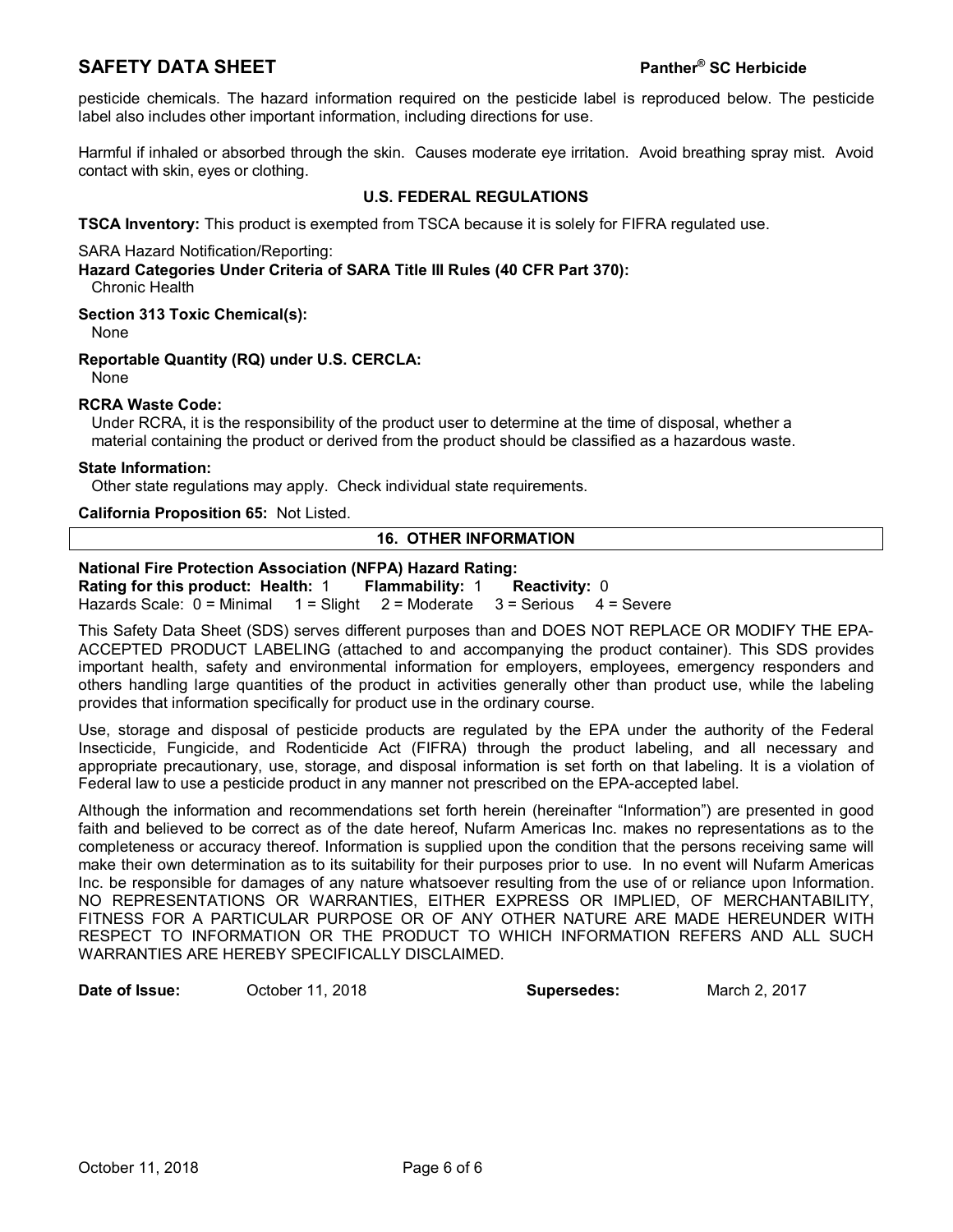pesticide chemicals. The hazard information required on the pesticide label is reproduced below. The pesticide label also includes other important information, including directions for use.

Harmful if inhaled or absorbed through the skin. Causes moderate eye irritation. Avoid breathing spray mist. Avoid contact with skin, eyes or clothing.

**U.S. FEDERAL REGULATIONS**

**TSCA Inventory:** This product is exempted from TSCA because it is solely for FIFRA regulated use.

SARA Hazard Notification/Reporting:

**Hazard Categories Under Criteria of SARA Title III Rules (40 CFR Part 370):**
Chronic Health

**Section 313 Toxic Chemical(s):**
None

**Reportable Quantity (RQ) under U.S. CERCLA:**
None

**RCRA Waste Code:**
Under RCRA, it is the responsibility of the product user to determine at the time of disposal, whether a material containing the product or derived from the product should be classified as a hazardous waste.

**State Information:**
Other state regulations may apply. Check individual state requirements.

**California Proposition 65:** Not Listed.

## 16. OTHER INFORMATION

**National Fire Protection Association (NFPA) Hazard Rating:**
**Rating for this product: Health:** 1 **Flammability:** 1 **Reactivity:** 0
Hazards Scale: 0 = Minimal 1 = Slight 2 = Moderate 3 = Serious 4 = Severe

This Safety Data Sheet (SDS) serves different purposes than and DOES NOT REPLACE OR MODIFY THE EPA-ACCEPTED PRODUCT LABELING (attached to and accompanying the product container). This SDS provides important health, safety and environmental information for employers, employees, emergency responders and others handling large quantities of the product in activities generally other than product use, while the labeling provides that information specifically for product use in the ordinary course.

Use, storage and disposal of pesticide products are regulated by the EPA under the authority of the Federal Insecticide, Fungicide, and Rodenticide Act (FIFRA) through the product labeling, and all necessary and appropriate precautionary, use, storage, and disposal information is set forth on that labeling. It is a violation of Federal law to use a pesticide product in any manner not prescribed on the EPA-accepted label.

Although the information and recommendations set forth herein (hereinafter "Information") are presented in good faith and believed to be correct as of the date hereof, Nufarm Americas Inc. makes no representations as to the completeness or accuracy thereof. Information is supplied upon the condition that the persons receiving same will make their own determination as to its suitability for their purposes prior to use. In no event will Nufarm Americas Inc. be responsible for damages of any nature whatsoever resulting from the use of or reliance upon Information. NO REPRESENTATIONS OR WARRANTIES, EITHER EXPRESS OR IMPLIED, OF MERCHANTABILITY, FITNESS FOR A PARTICULAR PURPOSE OR OF ANY OTHER NATURE ARE MADE HEREUNDER WITH RESPECT TO INFORMATION OR THE PRODUCT TO WHICH INFORMATION REFERS AND ALL SUCH WARRANTIES ARE HEREBY SPECIFICALLY DISCLAIMED.

**Date of Issue:** October 11, 2018 **Supersedes:** March 2, 2017